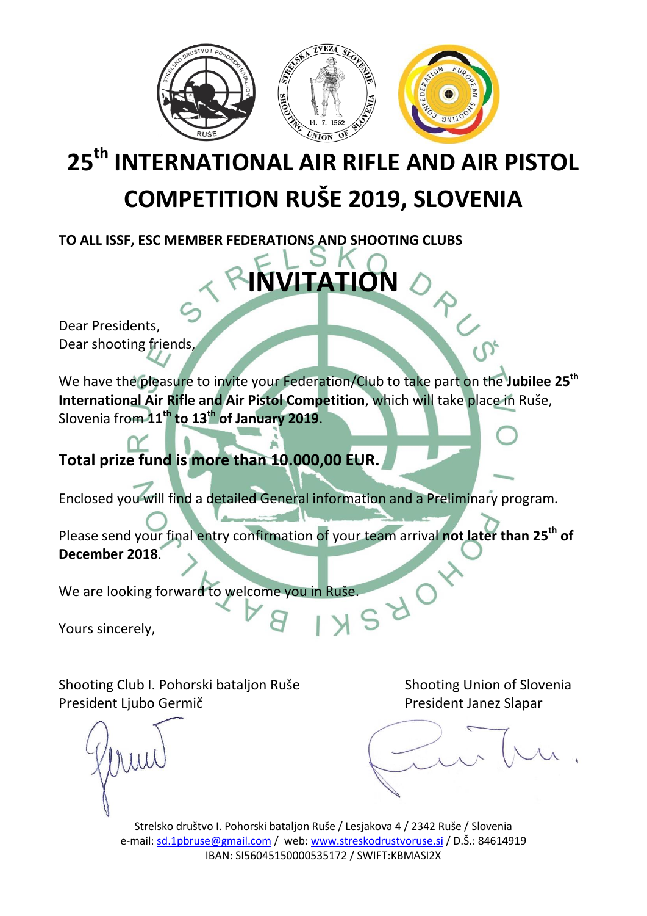# 25th INTERNATIONAL AIR RIFLE AND AIR PISTOL COMPETITION RUŠE 2019, SLOVENIA

**TO ALL ISSF, ESC MEMBER FEDERATIONS AND SHOOTING CLUBS**

## INVITATION

Dear Presidents,
Dear shooting friends,

We have the pleasure to invite your Federation/Club to take part on the **Jubilee 25th International Air Rifle and Air Pistol Competition**, which will take place in Ruše, Slovenia from **11th to 13th of January 2019**.

**Total prize fund is more than 10.000,00 EUR.**

Enclosed you will find a detailed General information and a Preliminary program.

Please send your final entry confirmation of your team arrival **not later than 25th of December 2018**.

We are looking forward to welcome you in Ruše.

Yours sincerely,

Shooting Club I. Pohorski bataljon Ruše
President Ljubo Germič

Shooting Union of Slovenia
President Janez Slapar

Strelsko društvo I. Pohorski bataljon Ruše / Lesjakova 4 / 2342 Ruše / Slovenia
e-mail: sd.1pbruse@gmail.com / web: www.streskodrustvoruse.si / D.Š.: 84614919
IBAN: SI56045150000535172 / SWIFT:KBMASI2X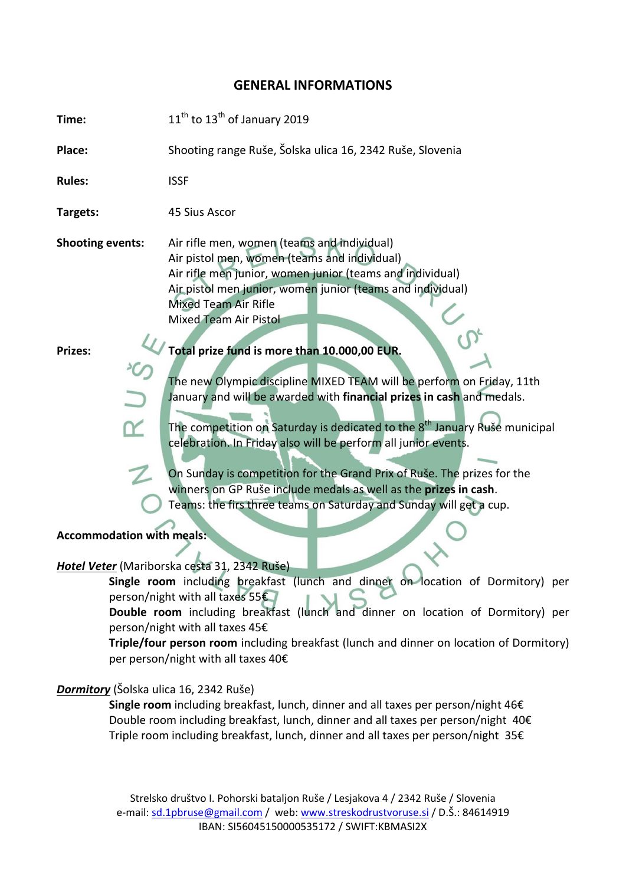# GENERAL INFORMATIONS

**Time:** 11th to 13th of January 2019

**Place:** Shooting range Ruše, Šolska ulica 16, 2342 Ruše, Slovenia

**Rules:** ISSF

**Targets:** 45 Sius Ascor

**Shooting events:**
Air rifle men, women (teams and individual)
Air pistol men, women (teams and individual)
Air rifle men junior, women junior (teams and individual)
Air pistol men junior, women junior (teams and individual)
Mixed Team Air Rifle
Mixed Team Air Pistol

**Prizes:** **Total prize fund is more than 10.000,00 EUR.**

The new Olympic discipline MIXED TEAM will be perform on Friday, 11th January and will be awarded with **financial prizes in cash** and medals.

The competition on Saturday is dedicated to the 8th January Ruše municipal celebration. In Friday also will be perform all junior events.

On Sunday is competition for the Grand Prix of Ruše. The prizes for the winners on GP Ruše include medals as well as the **prizes in cash**.
Teams: the firs three teams on Saturday and Sunday will get a cup.

**Accommodation with meals:**

***Hotel Veter*** (Mariborska cesta 31, 2342 Ruše)

**Single room** including breakfast (lunch and dinner on location of Dormitory) per person/night with all taxes 55€
**Double room** including breakfast (lunch and dinner on location of Dormitory) per person/night with all taxes 45€
**Triple/four person room** including breakfast (lunch and dinner on location of Dormitory) per person/night with all taxes 40€

***Dormitory*** (Šolska ulica 16, 2342 Ruše)

**Single room** including breakfast, lunch, dinner and all taxes per person/night 46€
Double room including breakfast, lunch, dinner and all taxes per person/night 40€
Triple room including breakfast, lunch, dinner and all taxes per person/night 35€

Strelsko društvo I. Pohorski bataljon Ruše / Lesjakova 4 / 2342 Ruše / Slovenia
e-mail: sd.1pbruse@gmail.com / web: www.streskodrustvoruse.si / D.Š.: 84614919
IBAN: SI56045150000535172 / SWIFT:KBMASI2X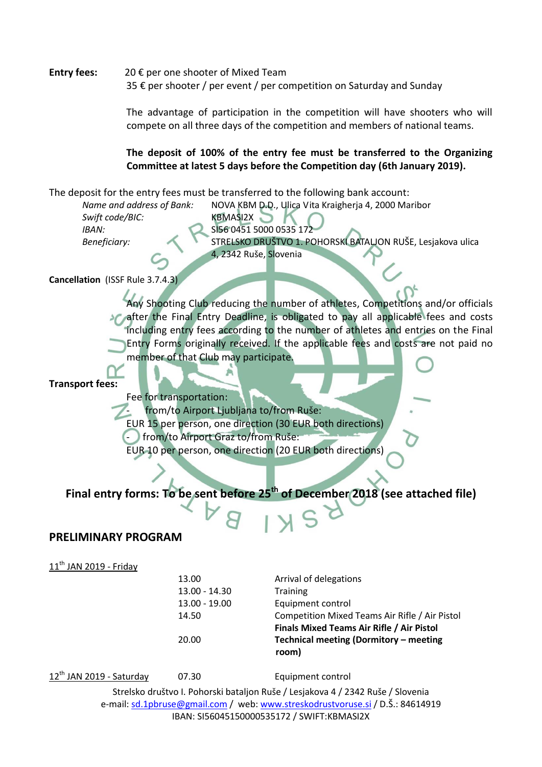**Entry fees:** 20 € per one shooter of Mixed Team
35 € per shooter / per event / per competition on Saturday and Sunday

The advantage of participation in the competition will have shooters who will compete on all three days of the competition and members of national teams.

**The deposit of 100% of the entry fee must be transferred to the Organizing Committee at latest 5 days before the Competition day (6th January 2019).**

The deposit for the entry fees must be transferred to the following bank account:

| | |
|---|---|
| *Name and address of Bank:* | NOVA KBM D.D., Ulica Vita Kraigherja 4, 2000 Maribor |
| *Swift code/BIC:* | KBMASI2X |
| *IBAN:* | SI56 0451 5000 0535 172 |
| *Beneficiary:* | STRELSKO DRUŠTVO 1. POHORSKI BATALJON RUŠE, Lesjakova ulica 4, 2342 Ruše, Slovenia |

**Cancellation** (ISSF Rule 3.7.4.3)

Any Shooting Club reducing the number of athletes, Competitions and/or officials after the Final Entry Deadline, is obligated to pay all applicable fees and costs including entry fees according to the number of athletes and entries on the Final Entry Forms originally received. If the applicable fees and costs are not paid no member of that Club may participate.

**Transport fees:**

Fee for transportation:
- from/to Airport Ljubljana to/from Ruše:
EUR 15 per person, one direction (30 EUR both directions)
- from/to Airport Graz to/from Ruše:
EUR 10 per person, one direction (20 EUR both directions)

**Final entry forms: To be sent before 25th of December 2018 (see attached file)**

## PRELIMINARY PROGRAM

| | | |
|---|---|---|
| 11th JAN 2019 - Friday | 13.00 | Arrival of delegations |
| | 13.00 - 14.30 | Training |
| | 13.00 - 19.00 | Equipment control |
| | 14.50 | Competition Mixed Teams Air Rifle / Air Pistol |
| | | **Finals Mixed Teams Air Rifle / Air Pistol** |
| | 20.00 | **Technical meeting (Dormitory – meeting room)** |
| 12th JAN 2019 - Saturday | 07.30 | Equipment control |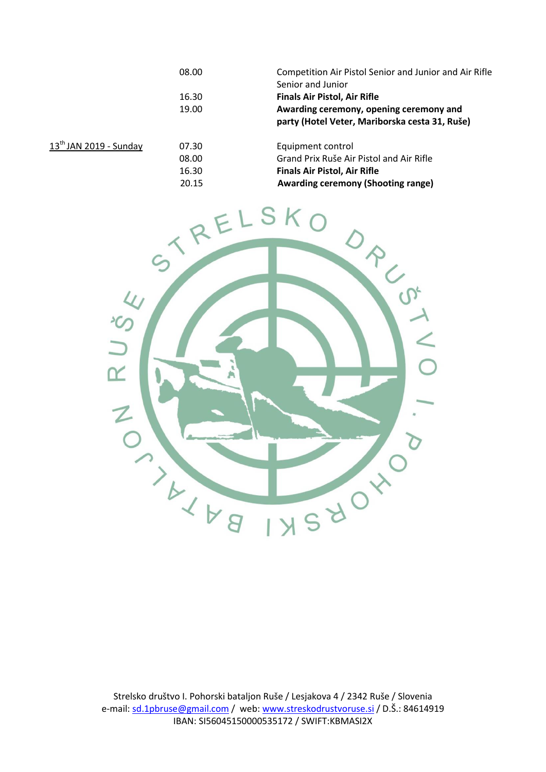| | | |
|---|---|---|
| | 08.00 | Competition Air Pistol Senior and Junior and Air Rifle Senior and Junior |
| | 16.30 | **Finals Air Pistol, Air Rifle** |
| | 19.00 | **Awarding ceremony, opening ceremony and party (Hotel Veter, Mariborska cesta 31, Ruše)** |
| 13th JAN 2019 - Sunday | 07.30 | Equipment control |
| | 08.00 | Grand Prix Ruše Air Pistol and Air Rifle |
| | 16.30 | **Finals Air Pistol, Air Rifle** |
| | 20.15 | **Awarding ceremony (Shooting range)** |

STRELSKO DRUŠTVO I. POHORSKI BATALJON RUŠE

Strelsko društvo I. Pohorski bataljon Ruše / Lesjakova 4 / 2342 Ruše / Slovenia
e-mail: sd.1pbruse@gmail.com / web: www.streskodrustvoruse.si / D.Š.: 84614919
IBAN: SI56045150000535172 / SWIFT:KBMASI2X